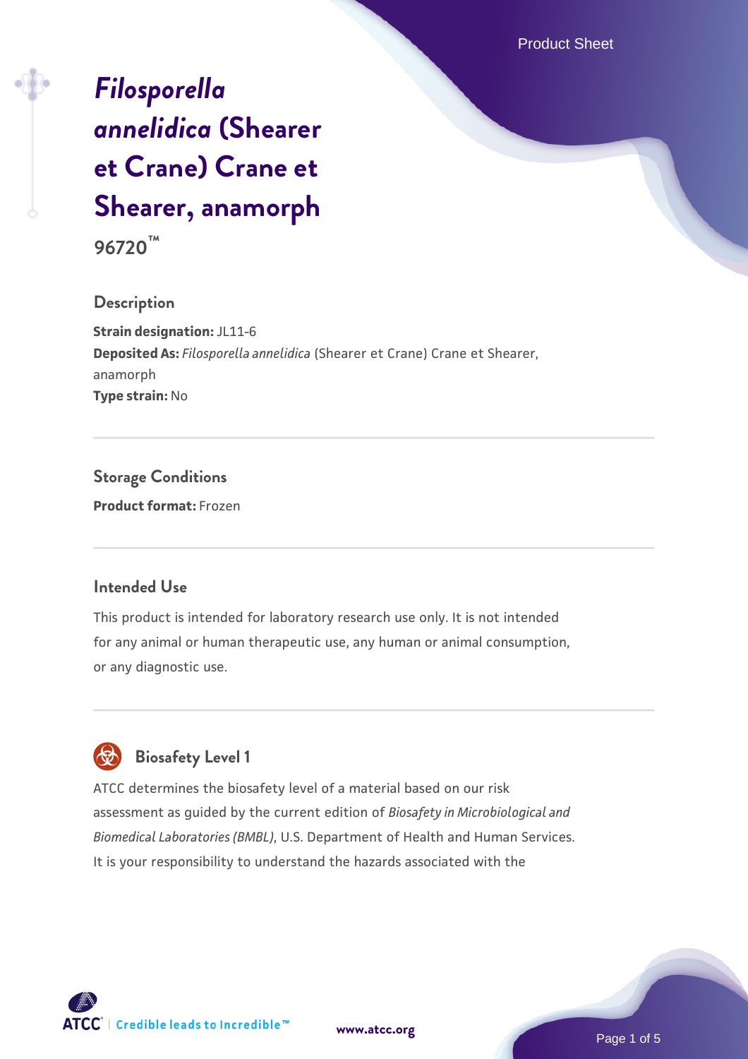# *Filosporella annelidica* (Shearer et Crane) Crane et Shearer, anamorph

**96720™**

## Description

**Strain designation:** JL11-6

**Deposited As:** *Filosporella annelidica* (Shearer et Crane) Crane et Shearer, anamorph

**Type strain:** No

## Storage Conditions

**Product format:** Frozen

## Intended Use

This product is intended for laboratory research use only. It is not intended for any animal or human therapeutic use, any human or animal consumption, or any diagnostic use.

## Biosafety Level 1

ATCC determines the biosafety level of a material based on our risk assessment as guided by the current edition of *Biosafety in Microbiological and Biomedical Laboratories (BMBL)*, U.S. Department of Health and Human Services. It is your responsibility to understand the hazards associated with the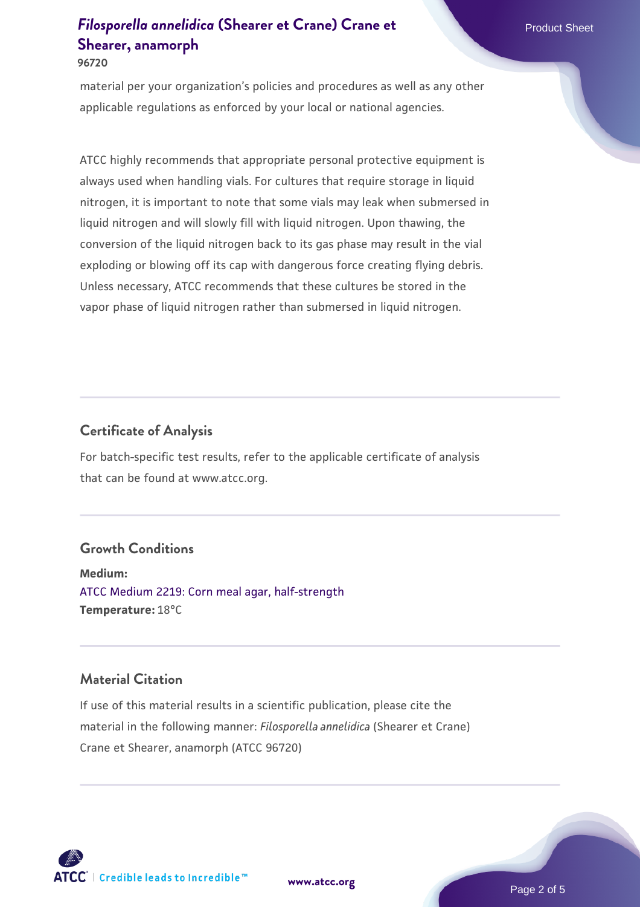material per your organization's policies and procedures as well as any other applicable regulations as enforced by your local or national agencies.

ATCC highly recommends that appropriate personal protective equipment is always used when handling vials. For cultures that require storage in liquid nitrogen, it is important to note that some vials may leak when submersed in liquid nitrogen and will slowly fill with liquid nitrogen. Upon thawing, the conversion of the liquid nitrogen back to its gas phase may result in the vial exploding or blowing off its cap with dangerous force creating flying debris. Unless necessary, ATCC recommends that these cultures be stored in the vapor phase of liquid nitrogen rather than submersed in liquid nitrogen.

## Certificate of Analysis

For batch-specific test results, refer to the applicable certificate of analysis that can be found at www.atcc.org.

## Growth Conditions

**Medium:**
ATCC Medium 2219: Corn meal agar, half-strength
**Temperature:** 18°C

## Material Citation

If use of this material results in a scientific publication, please cite the material in the following manner: *Filosporella annelidica* (Shearer et Crane) Crane et Shearer, anamorph (ATCC 96720)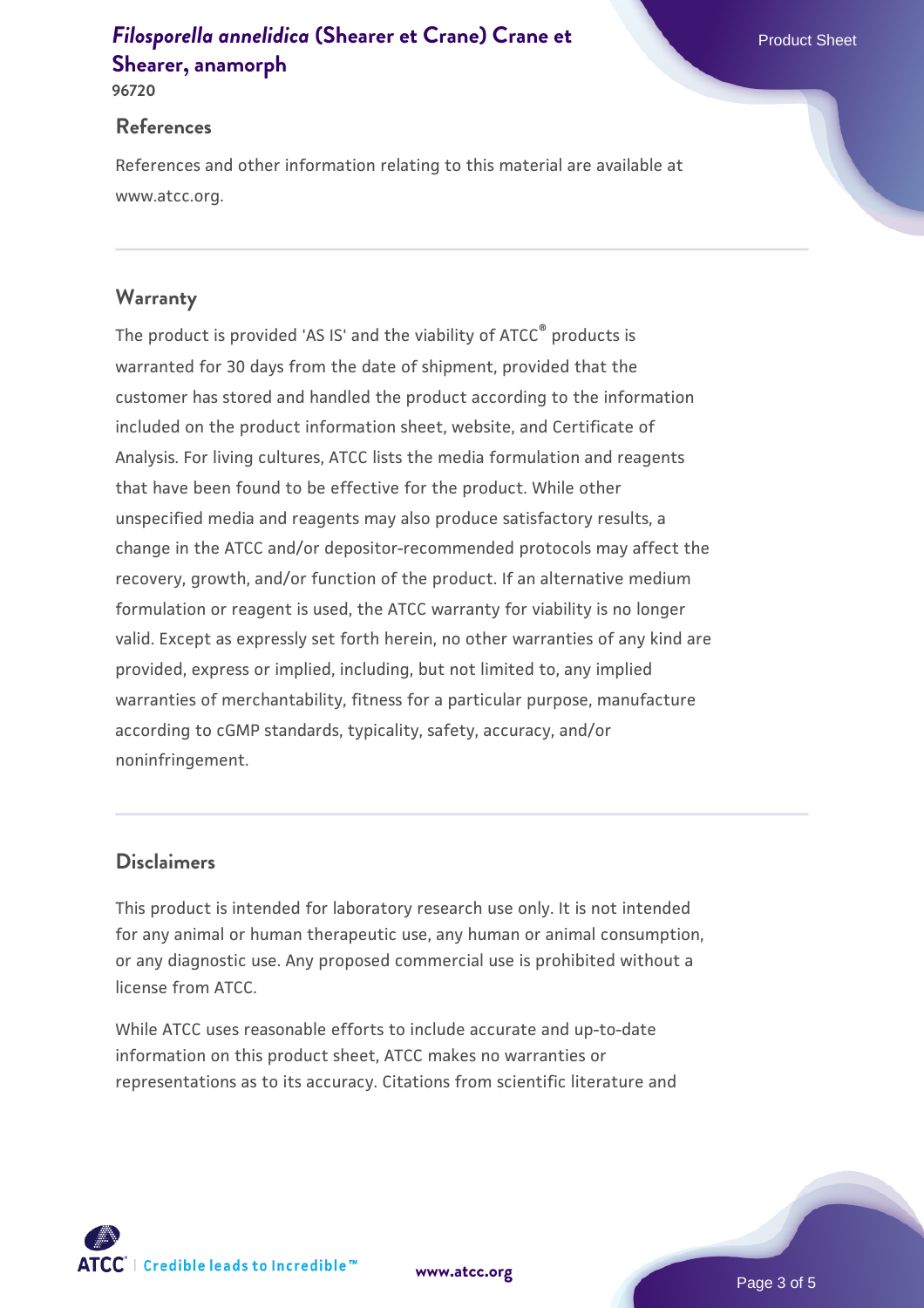## References

References and other information relating to this material are available at www.atcc.org.

## Warranty

The product is provided 'AS IS' and the viability of ATCC® products is warranted for 30 days from the date of shipment, provided that the customer has stored and handled the product according to the information included on the product information sheet, website, and Certificate of Analysis. For living cultures, ATCC lists the media formulation and reagents that have been found to be effective for the product. While other unspecified media and reagents may also produce satisfactory results, a change in the ATCC and/or depositor-recommended protocols may affect the recovery, growth, and/or function of the product. If an alternative medium formulation or reagent is used, the ATCC warranty for viability is no longer valid. Except as expressly set forth herein, no other warranties of any kind are provided, express or implied, including, but not limited to, any implied warranties of merchantability, fitness for a particular purpose, manufacture according to cGMP standards, typicality, safety, accuracy, and/or noninfringement.

## Disclaimers

This product is intended for laboratory research use only. It is not intended for any animal or human therapeutic use, any human or animal consumption, or any diagnostic use. Any proposed commercial use is prohibited without a license from ATCC.

While ATCC uses reasonable efforts to include accurate and up-to-date information on this product sheet, ATCC makes no warranties or representations as to its accuracy. Citations from scientific literature and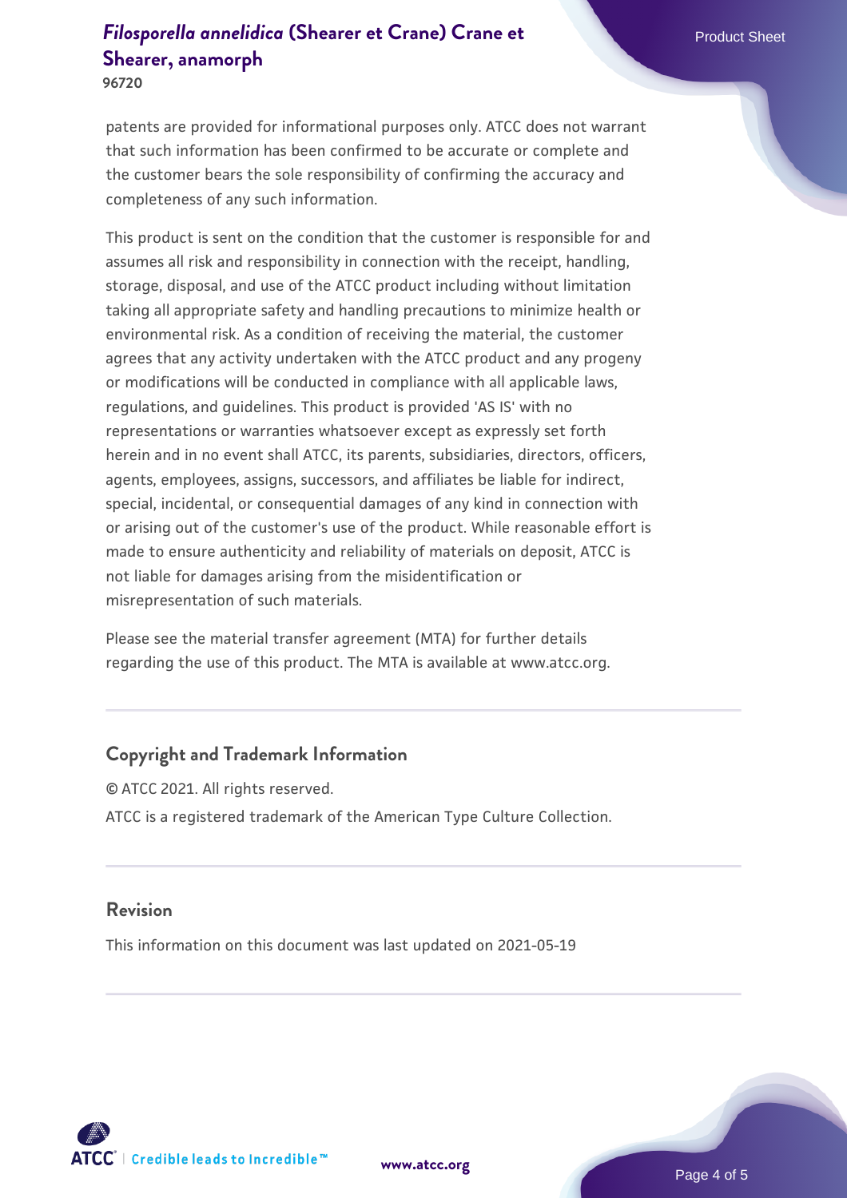patents are provided for informational purposes only. ATCC does not warrant that such information has been confirmed to be accurate or complete and the customer bears the sole responsibility of confirming the accuracy and completeness of any such information.

This product is sent on the condition that the customer is responsible for and assumes all risk and responsibility in connection with the receipt, handling, storage, disposal, and use of the ATCC product including without limitation taking all appropriate safety and handling precautions to minimize health or environmental risk. As a condition of receiving the material, the customer agrees that any activity undertaken with the ATCC product and any progeny or modifications will be conducted in compliance with all applicable laws, regulations, and guidelines. This product is provided 'AS IS' with no representations or warranties whatsoever except as expressly set forth herein and in no event shall ATCC, its parents, subsidiaries, directors, officers, agents, employees, assigns, successors, and affiliates be liable for indirect, special, incidental, or consequential damages of any kind in connection with or arising out of the customer's use of the product. While reasonable effort is made to ensure authenticity and reliability of materials on deposit, ATCC is not liable for damages arising from the misidentification or misrepresentation of such materials.

Please see the material transfer agreement (MTA) for further details regarding the use of this product. The MTA is available at www.atcc.org.

## Copyright and Trademark Information

© ATCC 2021. All rights reserved.

ATCC is a registered trademark of the American Type Culture Collection.

## Revision

This information on this document was last updated on 2021-05-19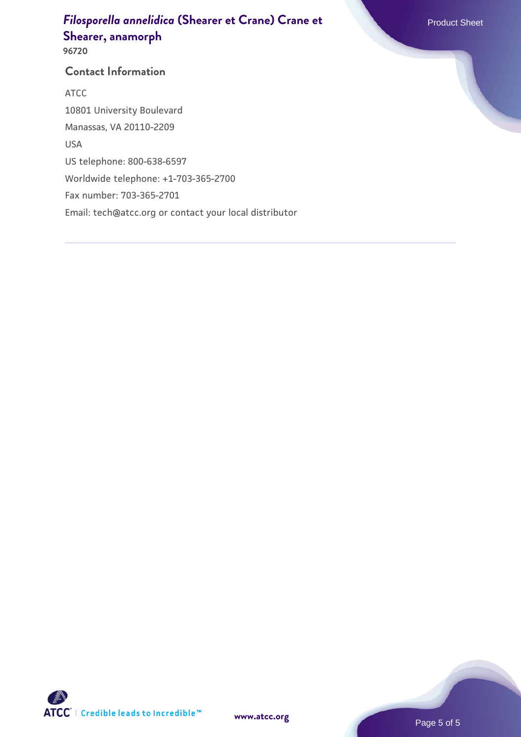## Contact Information

ATCC

10801 University Boulevard

Manassas, VA 20110-2209

USA

US telephone: 800-638-6597

Worldwide telephone: +1-703-365-2700

Fax number: 703-365-2701

Email: tech@atcc.org or contact your local distributor